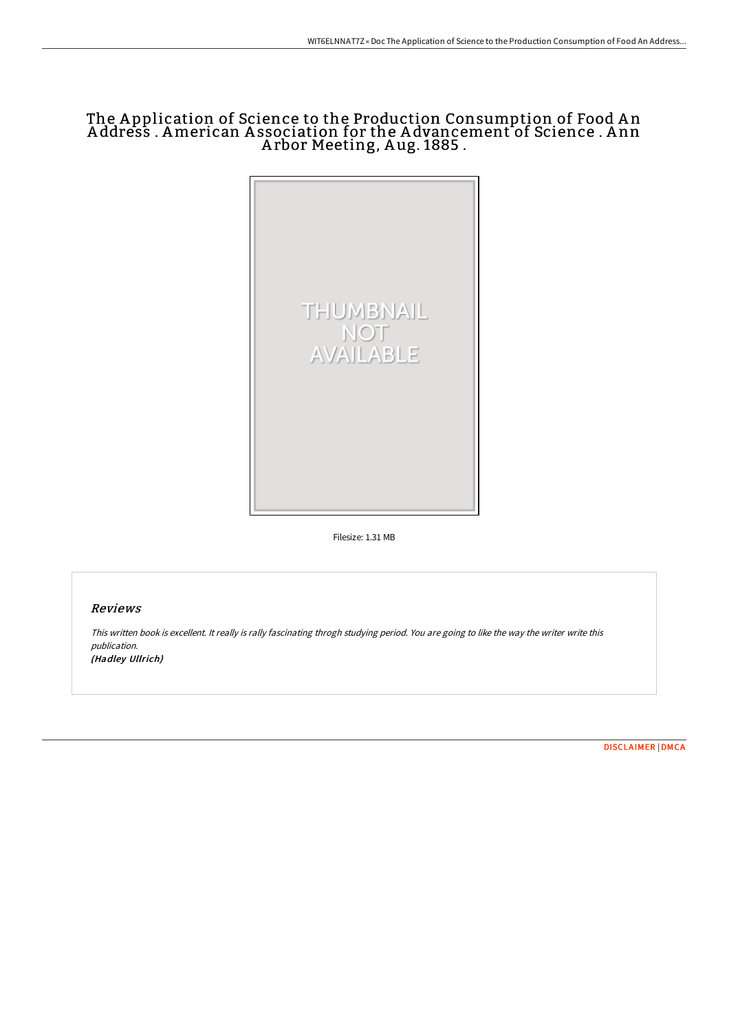# The Application of Science to the Production Consumption of Food An Address . American Association for the Advancement of Science . Ann Arbor Meeting, Aug. 1885 .

Filesize: 1.31 MB

## Reviews

*This written book is excellent. It really is rally fascinating throgh studying period. You are going to like the way the writer write this publication.*
***(Hadley Ullrich)***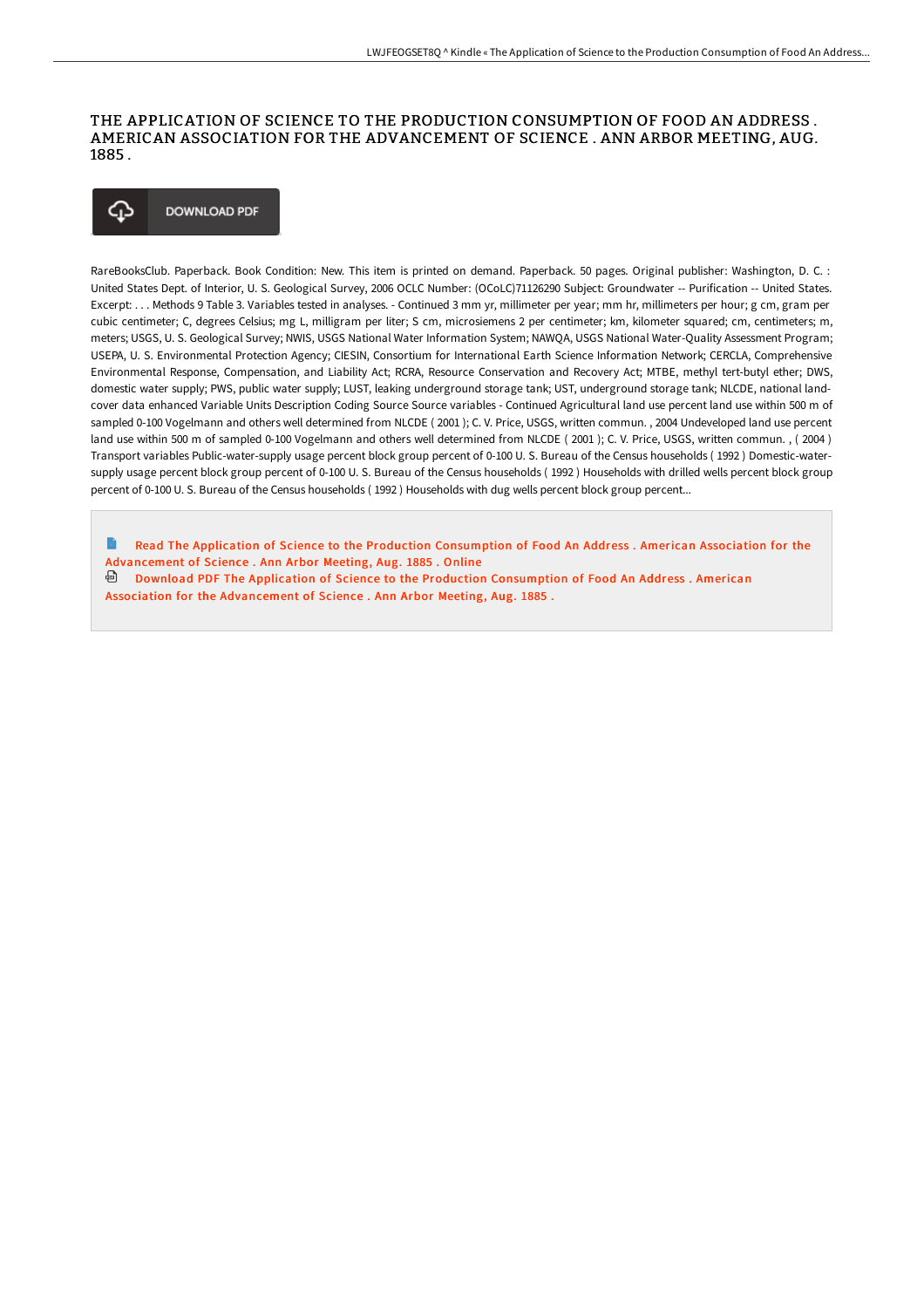# THE APPLICATION OF SCIENCE TO THE PRODUCTION CONSUMPTION OF FOOD AN ADDRESS . AMERICAN ASSOCIATION FOR THE ADVANCEMENT OF SCIENCE . ANN ARBOR MEETING, AUG. 1885 .

DOWNLOAD PDF

RareBooksClub. Paperback. Book Condition: New. This item is printed on demand. Paperback. 50 pages. Original publisher: Washington, D. C. : United States Dept. of Interior, U. S. Geological Survey, 2006 OCLC Number: (OCoLC)71126290 Subject: Groundwater -- Purification -- United States. Excerpt: . . . Methods 9 Table 3. Variables tested in analyses. - Continued 3 mm yr, millimeter per year; mm hr, millimeters per hour; g cm, gram per cubic centimeter; C, degrees Celsius; mg L, milligram per liter; S cm, microsiemens 2 per centimeter; km, kilometer squared; cm, centimeters; m, meters; USGS, U. S. Geological Survey; NWIS, USGS National Water Information System; NAWQA, USGS National Water-Quality Assessment Program; USEPA, U. S. Environmental Protection Agency; CIESIN, Consortium for International Earth Science Information Network; CERCLA, Comprehensive Environmental Response, Compensation, and Liability Act; RCRA, Resource Conservation and Recovery Act; MTBE, methyl tert-butyl ether; DWS, domestic water supply; PWS, public water supply; LUST, leaking underground storage tank; UST, underground storage tank; NLCDE, national land-cover data enhanced Variable Units Description Coding Source Source variables - Continued Agricultural land use percent land use within 500 m of sampled 0-100 Vogelmann and others well determined from NLCDE ( 2001 ); C. V. Price, USGS, written commun. , 2004 Undeveloped land use percent land use within 500 m of sampled 0-100 Vogelmann and others well determined from NLCDE ( 2001 ); C. V. Price, USGS, written commun. , ( 2004 ) Transport variables Public-water-supply usage percent block group percent of 0-100 U. S. Bureau of the Census households ( 1992 ) Domestic-water-supply usage percent block group percent of 0-100 U. S. Bureau of the Census households ( 1992 ) Households with drilled wells percent block group percent of 0-100 U. S. Bureau of the Census households ( 1992 ) Households with dug wells percent block group percent...

Read The Application of Science to the Production Consumption of Food An Address . American Association for the Advancement of Science . Ann Arbor Meeting, Aug. 1885 . Online

Download PDF The Application of Science to the Production Consumption of Food An Address . American Association for the Advancement of Science . Ann Arbor Meeting, Aug. 1885 .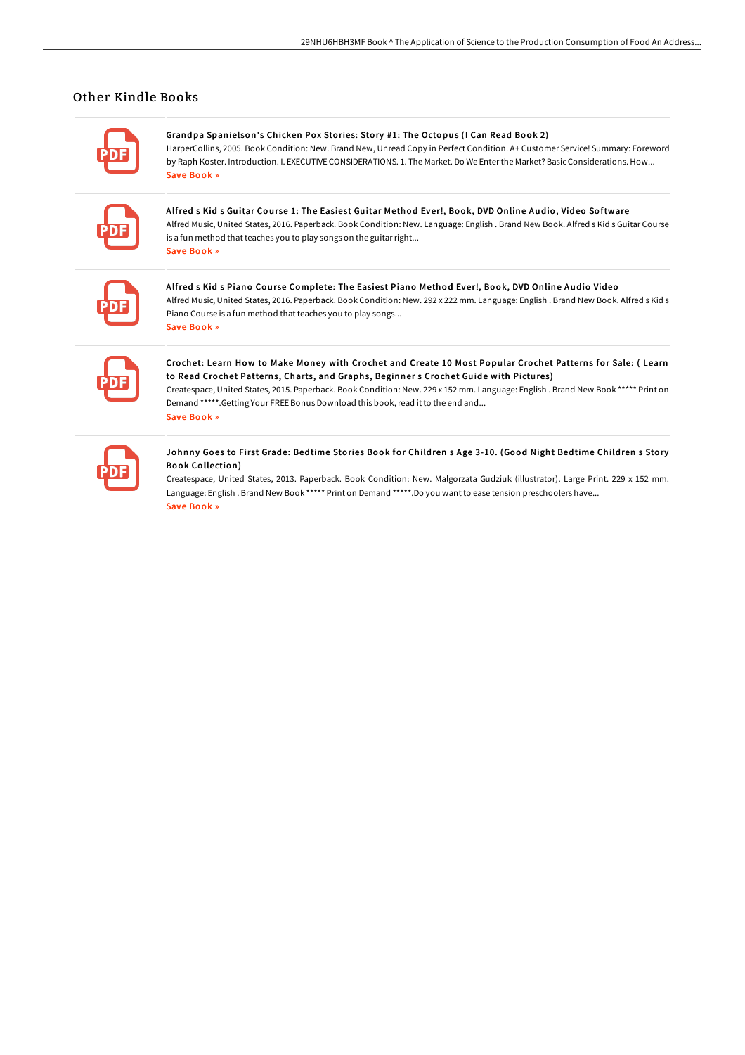## Other Kindle Books

**Grandpa Spanielson's Chicken Pox Stories: Story #1: The Octopus (I Can Read Book 2)**
HarperCollins, 2005. Book Condition: New. Brand New, Unread Copy in Perfect Condition. A+ Customer Service! Summary: Foreword by Raph Koster. Introduction. I. EXECUTIVE CONSIDERATIONS. 1. The Market. Do We Enter the Market? Basic Considerations. How...
Save Book »

**Alfred s Kid s Guitar Course 1: The Easiest Guitar Method Ever!, Book, DVD Online Audio, Video Software**
Alfred Music, United States, 2016. Paperback. Book Condition: New. Language: English . Brand New Book. Alfred s Kid s Guitar Course is a fun method that teaches you to play songs on the guitar right...
Save Book »

**Alfred s Kid s Piano Course Complete: The Easiest Piano Method Ever!, Book, DVD Online Audio Video**
Alfred Music, United States, 2016. Paperback. Book Condition: New. 292 x 222 mm. Language: English . Brand New Book. Alfred s Kid s Piano Course is a fun method that teaches you to play songs...
Save Book »

**Crochet: Learn How to Make Money with Crochet and Create 10 Most Popular Crochet Patterns for Sale: ( Learn to Read Crochet Patterns, Charts, and Graphs, Beginner s Crochet Guide with Pictures)**
Createspace, United States, 2015. Paperback. Book Condition: New. 229 x 152 mm. Language: English . Brand New Book ***** Print on Demand *****.Getting Your FREE Bonus Download this book, read it to the end and...
Save Book »

**Johnny Goes to First Grade: Bedtime Stories Book for Children s Age 3-10. (Good Night Bedtime Children s Story Book Collection)**
Createspace, United States, 2013. Paperback. Book Condition: New. Malgorzata Gudziuk (illustrator). Large Print. 229 x 152 mm. Language: English . Brand New Book ***** Print on Demand *****.Do you want to ease tension preschoolers have...
Save Book »